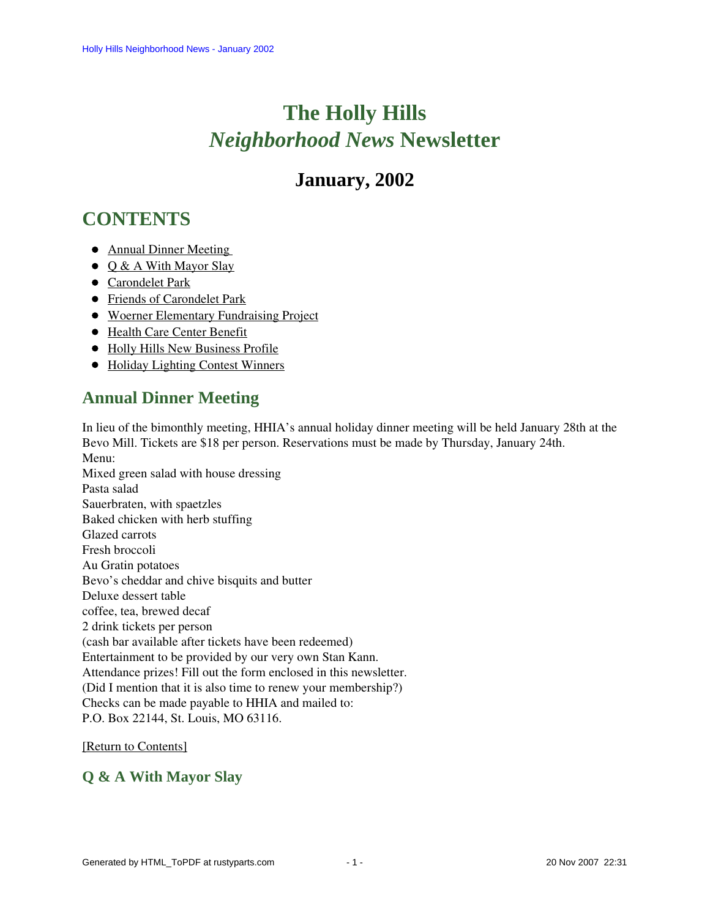# The Holly Hills *Neighborhood News* Newsletter

## January, 2002

## CONTENTS

- Annual Dinner Meeting
- Q & A With Mayor Slay
- Carondelet Park
- Friends of Carondelet Park
- Woerner Elementary Fundraising Project
- Health Care Center Benefit
- Holly Hills New Business Profile
- Holiday Lighting Contest Winners

## Annual Dinner Meeting

In lieu of the bimonthly meeting, HHIA's annual holiday dinner meeting will be held January 28th at the Bevo Mill. Tickets are $18 per person. Reservations must be made by Thursday, January 24th.
Menu:
Mixed green salad with house dressing
Pasta salad
Sauerbraten, with spaetzles
Baked chicken with herb stuffing
Glazed carrots
Fresh broccoli
Au Gratin potatoes
Bevo's cheddar and chive bisquits and butter
Deluxe dessert table
coffee, tea, brewed decaf
2 drink tickets per person
(cash bar available after tickets have been redeemed)
Entertainment to be provided by our very own Stan Kann.
Attendance prizes! Fill out the form enclosed in this newsletter.
(Did I mention that it is also time to renew your membership?)
Checks can be made payable to HHIA and mailed to:
P.O. Box 22144, St. Louis, MO 63116.

[Return to Contents]

### Q & A With Mayor Slay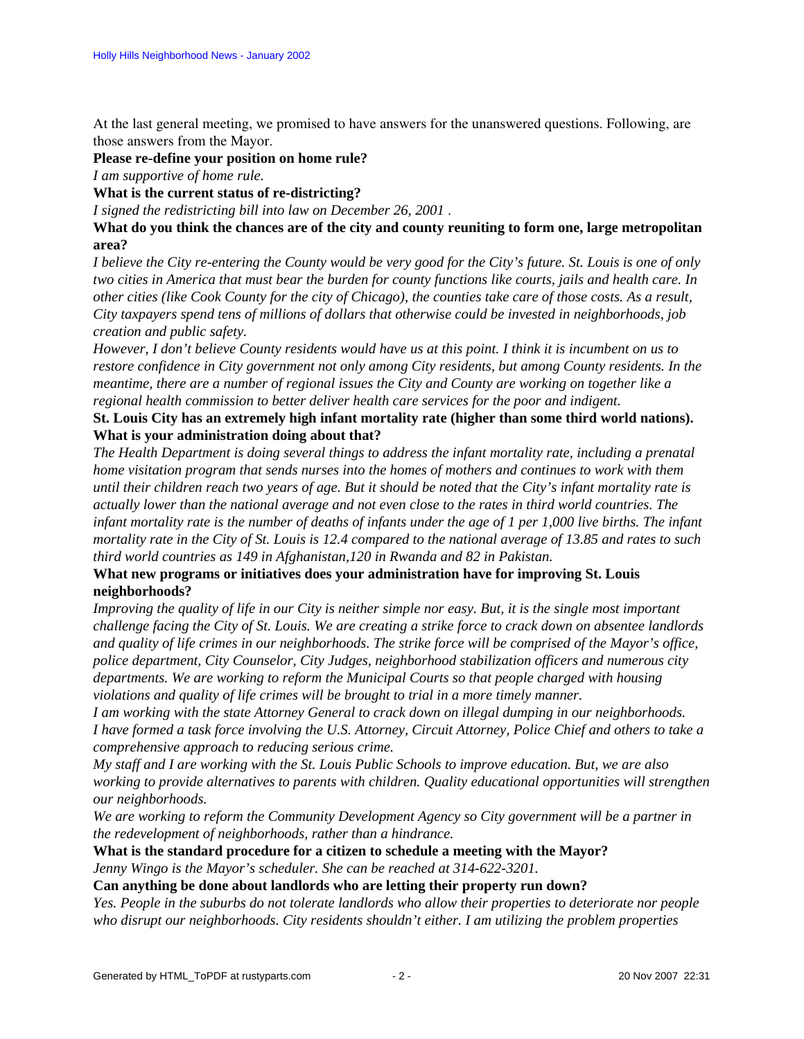At the last general meeting, we promised to have answers for the unanswered questions. Following, are those answers from the Mayor.

**Please re-define your position on home rule?**

*I am supportive of home rule.*

**What is the current status of re-districting?**

*I signed the redistricting bill into law on December 26, 2001 .*

**What do you think the chances are of the city and county reuniting to form one, large metropolitan area?**

*I believe the City re-entering the County would be very good for the City's future. St. Louis is one of only two cities in America that must bear the burden for county functions like courts, jails and health care. In other cities (like Cook County for the city of Chicago), the counties take care of those costs. As a result, City taxpayers spend tens of millions of dollars that otherwise could be invested in neighborhoods, job creation and public safety.*

*However, I don't believe County residents would have us at this point. I think it is incumbent on us to restore confidence in City government not only among City residents, but among County residents. In the meantime, there are a number of regional issues the City and County are working on together like a regional health commission to better deliver health care services for the poor and indigent.*

**St. Louis City has an extremely high infant mortality rate (higher than some third world nations). What is your administration doing about that?**

*The Health Department is doing several things to address the infant mortality rate, including a prenatal home visitation program that sends nurses into the homes of mothers and continues to work with them until their children reach two years of age. But it should be noted that the City's infant mortality rate is actually lower than the national average and not even close to the rates in third world countries. The infant mortality rate is the number of deaths of infants under the age of 1 per 1,000 live births. The infant mortality rate in the City of St. Louis is 12.4 compared to the national average of 13.85 and rates to such third world countries as 149 in Afghanistan,120 in Rwanda and 82 in Pakistan.*

**What new programs or initiatives does your administration have for improving St. Louis neighborhoods?**

*Improving the quality of life in our City is neither simple nor easy. But, it is the single most important challenge facing the City of St. Louis. We are creating a strike force to crack down on absentee landlords and quality of life crimes in our neighborhoods. The strike force will be comprised of the Mayor's office, police department, City Counselor, City Judges, neighborhood stabilization officers and numerous city departments. We are working to reform the Municipal Courts so that people charged with housing violations and quality of life crimes will be brought to trial in a more timely manner.*

*I am working with the state Attorney General to crack down on illegal dumping in our neighborhoods. I have formed a task force involving the U.S. Attorney, Circuit Attorney, Police Chief and others to take a comprehensive approach to reducing serious crime.*

*My staff and I are working with the St. Louis Public Schools to improve education. But, we are also working to provide alternatives to parents with children. Quality educational opportunities will strengthen our neighborhoods.*

*We are working to reform the Community Development Agency so City government will be a partner in the redevelopment of neighborhoods, rather than a hindrance.*

**What is the standard procedure for a citizen to schedule a meeting with the Mayor?**

*Jenny Wingo is the Mayor's scheduler. She can be reached at 314-622-3201.*

**Can anything be done about landlords who are letting their property run down?**

*Yes. People in the suburbs do not tolerate landlords who allow their properties to deteriorate nor people who disrupt our neighborhoods. City residents shouldn't either. I am utilizing the problem properties*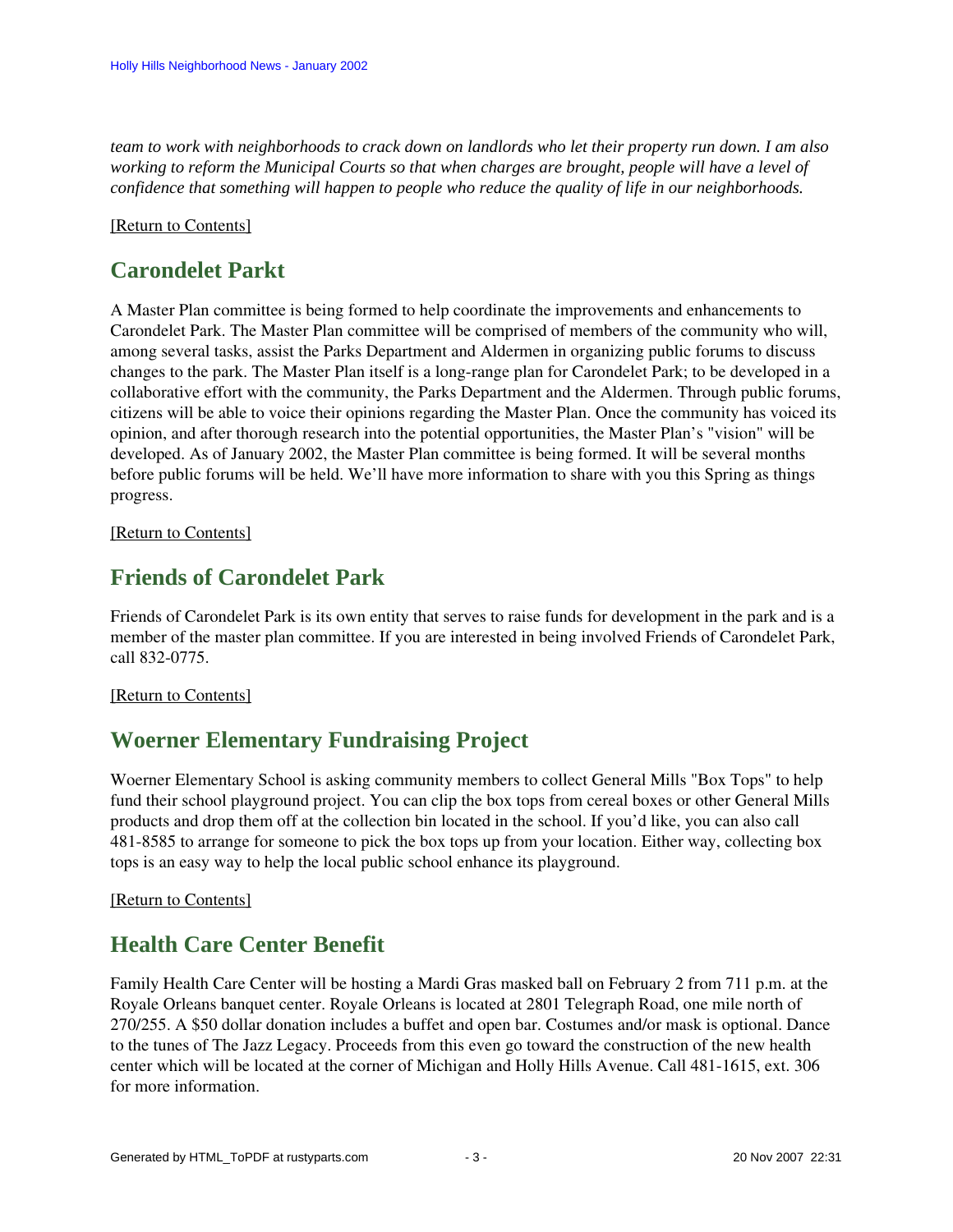*team to work with neighborhoods to crack down on landlords who let their property run down. I am also working to reform the Municipal Courts so that when charges are brought, people will have a level of confidence that something will happen to people who reduce the quality of life in our neighborhoods.*

[Return to Contents]

## Carondelet Parkt

A Master Plan committee is being formed to help coordinate the improvements and enhancements to Carondelet Park. The Master Plan committee will be comprised of members of the community who will, among several tasks, assist the Parks Department and Aldermen in organizing public forums to discuss changes to the park. The Master Plan itself is a long-range plan for Carondelet Park; to be developed in a collaborative effort with the community, the Parks Department and the Aldermen. Through public forums, citizens will be able to voice their opinions regarding the Master Plan. Once the community has voiced its opinion, and after thorough research into the potential opportunities, the Master Plan's "vision" will be developed. As of January 2002, the Master Plan committee is being formed. It will be several months before public forums will be held. We'll have more information to share with you this Spring as things progress.

[Return to Contents]

## Friends of Carondelet Park

Friends of Carondelet Park is its own entity that serves to raise funds for development in the park and is a member of the master plan committee. If you are interested in being involved Friends of Carondelet Park, call 832-0775.

[Return to Contents]

## Woerner Elementary Fundraising Project

Woerner Elementary School is asking community members to collect General Mills "Box Tops" to help fund their school playground project. You can clip the box tops from cereal boxes or other General Mills products and drop them off at the collection bin located in the school. If you'd like, you can also call 481-8585 to arrange for someone to pick the box tops up from your location. Either way, collecting box tops is an easy way to help the local public school enhance its playground.

[Return to Contents]

## Health Care Center Benefit

Family Health Care Center will be hosting a Mardi Gras masked ball on February 2 from 711 p.m. at the Royale Orleans banquet center. Royale Orleans is located at 2801 Telegraph Road, one mile north of 270/255. A $50 dollar donation includes a buffet and open bar. Costumes and/or mask is optional. Dance to the tunes of The Jazz Legacy. Proceeds from this even go toward the construction of the new health center which will be located at the corner of Michigan and Holly Hills Avenue. Call 481-1615, ext. 306 for more information.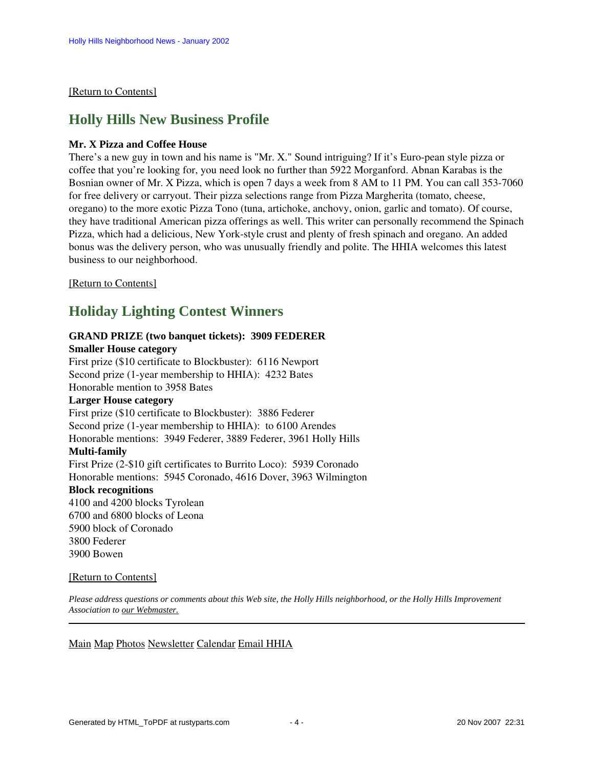[Return to Contents]

## Holly Hills New Business Profile

**Mr. X Pizza and Coffee House**
There's a new guy in town and his name is "Mr. X." Sound intriguing? If it's Euro-pean style pizza or coffee that you're looking for, you need look no further than 5922 Morganford. Abnan Karabas is the Bosnian owner of Mr. X Pizza, which is open 7 days a week from 8 AM to 11 PM. You can call 353-7060 for free delivery or carryout. Their pizza selections range from Pizza Margherita (tomato, cheese, oregano) to the more exotic Pizza Tono (tuna, artichoke, anchovy, onion, garlic and tomato). Of course, they have traditional American pizza offerings as well. This writer can personally recommend the Spinach Pizza, which had a delicious, New York-style crust and plenty of fresh spinach and oregano. An added bonus was the delivery person, who was unusually friendly and polite. The HHIA welcomes this latest business to our neighborhood.

[Return to Contents]

## Holiday Lighting Contest Winners

**GRAND PRIZE (two banquet tickets): 3909 FEDERER**
**Smaller House category**
First prize ($10 certificate to Blockbuster): 6116 Newport
Second prize (1-year membership to HHIA): 4232 Bates
Honorable mention to 3958 Bates
**Larger House category**
First prize ($10 certificate to Blockbuster): 3886 Federer
Second prize (1-year membership to HHIA): to 6100 Arendes
Honorable mentions: 3949 Federer, 3889 Federer, 3961 Holly Hills
**Multi-family**
First Prize (2-$10 gift certificates to Burrito Loco): 5939 Coronado
Honorable mentions: 5945 Coronado, 4616 Dover, 3963 Wilmington
**Block recognitions**
4100 and 4200 blocks Tyrolean
6700 and 6800 blocks of Leona
5900 block of Coronado
3800 Federer
3900 Bowen

[Return to Contents]

*Please address questions or comments about this Web site, the Holly Hills neighborhood, or the Holly Hills Improvement Association to our Webmaster.*

---

Main Map Photos Newsletter Calendar Email HHIA